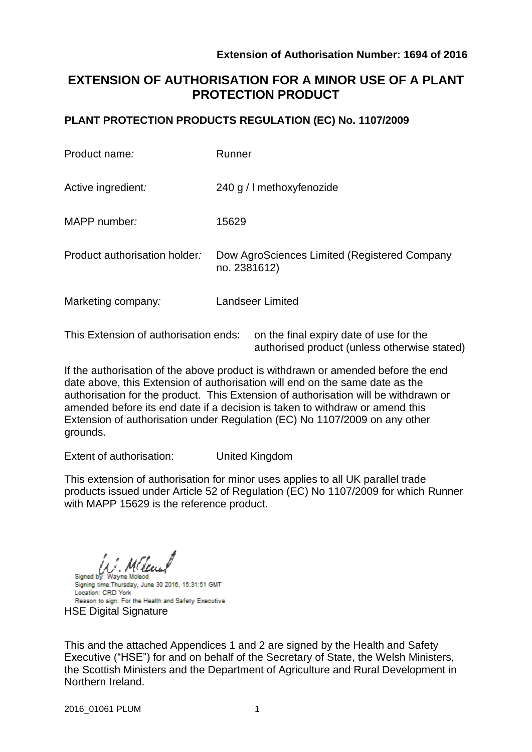**Extension of Authorisation Number: 1694 of 2016**

# EXTENSION OF AUTHORISATION FOR A MINOR USE OF A PLANT PROTECTION PRODUCT

## PLANT PROTECTION PRODUCTS REGULATION (EC) No. 1107/2009

| | |
|---|---|
| Product name: | Runner |
| Active ingredient: | 240 g / l methoxyfenozide |
| MAPP number: | 15629 |
| Product authorisation holder: | Dow AgroSciences Limited (Registered Company no. 2381612) |
| Marketing company: | Landseer Limited |

This Extension of authorisation ends: on the final expiry date of use for the authorised product (unless otherwise stated)

If the authorisation of the above product is withdrawn or amended before the end date above, this Extension of authorisation will end on the same date as the authorisation for the product. This Extension of authorisation will be withdrawn or amended before its end date if a decision is taken to withdraw or amend this Extension of authorisation under Regulation (EC) No 1107/2009 on any other grounds.

Extent of authorisation: United Kingdom

This extension of authorisation for minor uses applies to all UK parallel trade products issued under Article 52 of Regulation (EC) No 1107/2009 for which Runner with MAPP 15629 is the reference product.

Signed by: Wayne Mcleod
Signing time: Thursday, June 30 2016, 15:31:51 GMT
Location: CRD York
Reason to sign: For the Health and Safety Executive

HSE Digital Signature

This and the attached Appendices 1 and 2 are signed by the Health and Safety Executive ("HSE") for and on behalf of the Secretary of State, the Welsh Ministers, the Scottish Ministers and the Department of Agriculture and Rural Development in Northern Ireland.

2016_01061 PLUM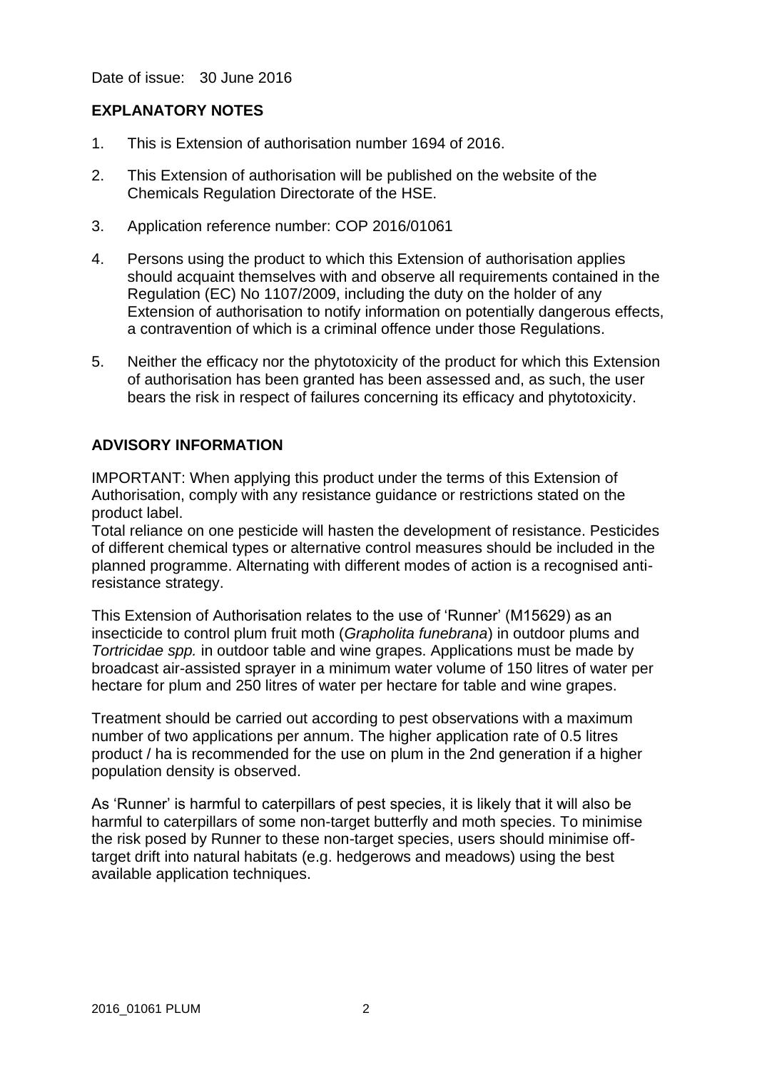Date of issue: 30 June 2016

## EXPLANATORY NOTES

1. This is Extension of authorisation number 1694 of 2016.

2. This Extension of authorisation will be published on the website of the Chemicals Regulation Directorate of the HSE.

3. Application reference number: COP 2016/01061

4. Persons using the product to which this Extension of authorisation applies should acquaint themselves with and observe all requirements contained in the Regulation (EC) No 1107/2009, including the duty on the holder of any Extension of authorisation to notify information on potentially dangerous effects, a contravention of which is a criminal offence under those Regulations.

5. Neither the efficacy nor the phytotoxicity of the product for which this Extension of authorisation has been granted has been assessed and, as such, the user bears the risk in respect of failures concerning its efficacy and phytotoxicity.

## ADVISORY INFORMATION

IMPORTANT: When applying this product under the terms of this Extension of Authorisation, comply with any resistance guidance or restrictions stated on the product label.
Total reliance on one pesticide will hasten the development of resistance. Pesticides of different chemical types or alternative control measures should be included in the planned programme. Alternating with different modes of action is a recognised anti-resistance strategy.

This Extension of Authorisation relates to the use of 'Runner' (M15629) as an insecticide to control plum fruit moth (*Grapholita funebrana*) in outdoor plums and *Tortricidae spp.* in outdoor table and wine grapes. Applications must be made by broadcast air-assisted sprayer in a minimum water volume of 150 litres of water per hectare for plum and 250 litres of water per hectare for table and wine grapes.

Treatment should be carried out according to pest observations with a maximum number of two applications per annum. The higher application rate of 0.5 litres product / ha is recommended for the use on plum in the 2nd generation if a higher population density is observed.

As 'Runner' is harmful to caterpillars of pest species, it is likely that it will also be harmful to caterpillars of some non-target butterfly and moth species. To minimise the risk posed by Runner to these non-target species, users should minimise off-target drift into natural habitats (e.g. hedgerows and meadows) using the best available application techniques.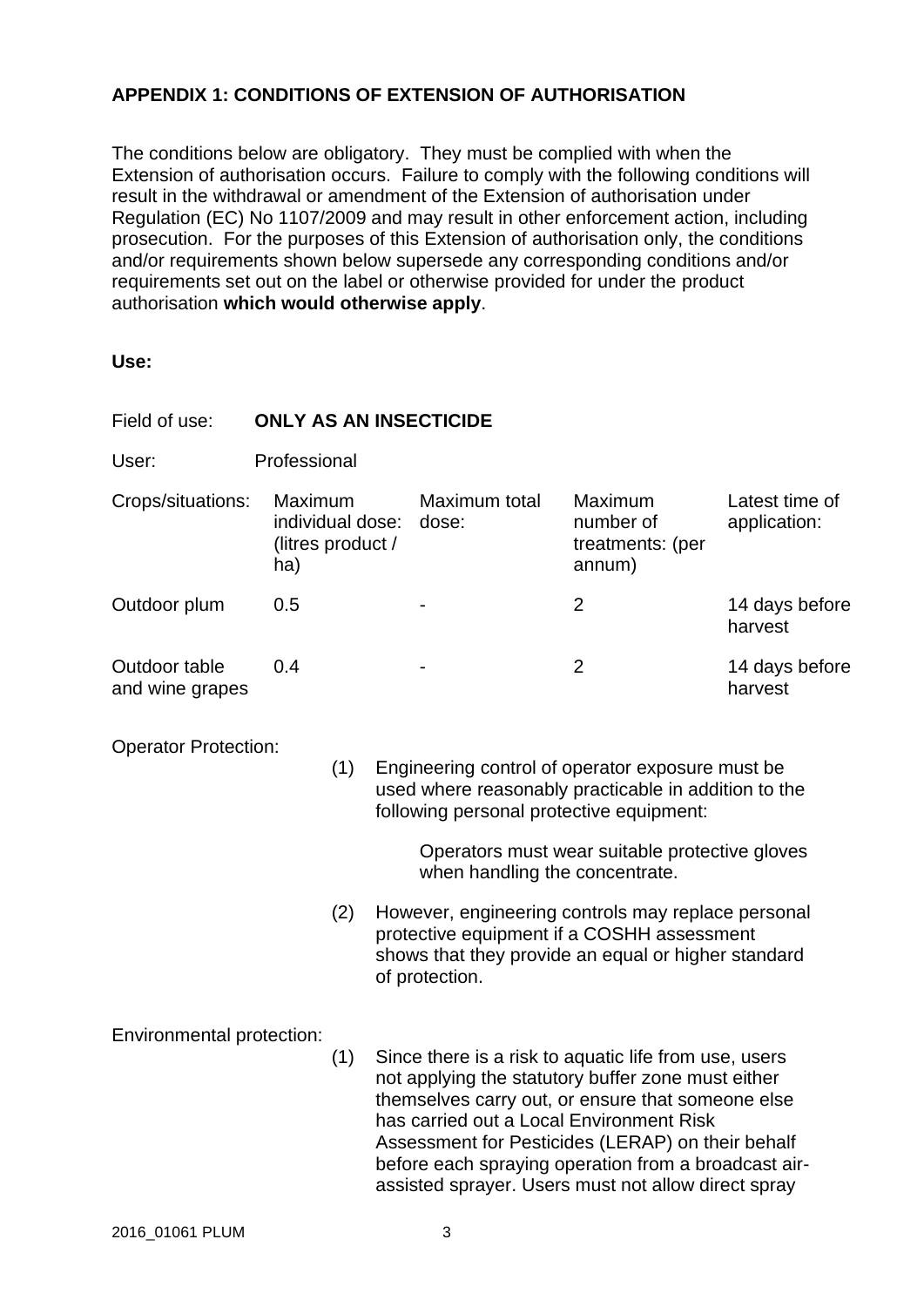## APPENDIX 1: CONDITIONS OF EXTENSION OF AUTHORISATION

The conditions below are obligatory. They must be complied with when the Extension of authorisation occurs. Failure to comply with the following conditions will result in the withdrawal or amendment of the Extension of authorisation under Regulation (EC) No 1107/2009 and may result in other enforcement action, including prosecution. For the purposes of this Extension of authorisation only, the conditions and/or requirements shown below supersede any corresponding conditions and/or requirements set out on the label or otherwise provided for under the product authorisation **which would otherwise apply**.

**Use:**

Field of use: **ONLY AS AN INSECTICIDE**

User: Professional

| Crops/situations: | Maximum individual dose: (litres product / ha) | Maximum total dose: | Maximum number of treatments: (per annum) | Latest time of application: |
|---|---|---|---|---|
| Outdoor plum | 0.5 | - | 2 | 14 days before harvest |
| Outdoor table and wine grapes | 0.4 | - | 2 | 14 days before harvest |

Operator Protection:

(1) Engineering control of operator exposure must be used where reasonably practicable in addition to the following personal protective equipment:

Operators must wear suitable protective gloves when handling the concentrate.

(2) However, engineering controls may replace personal protective equipment if a COSHH assessment shows that they provide an equal or higher standard of protection.

Environmental protection:

(1) Since there is a risk to aquatic life from use, users not applying the statutory buffer zone must either themselves carry out, or ensure that someone else has carried out a Local Environment Risk Assessment for Pesticides (LERAP) on their behalf before each spraying operation from a broadcast air-assisted sprayer. Users must not allow direct spray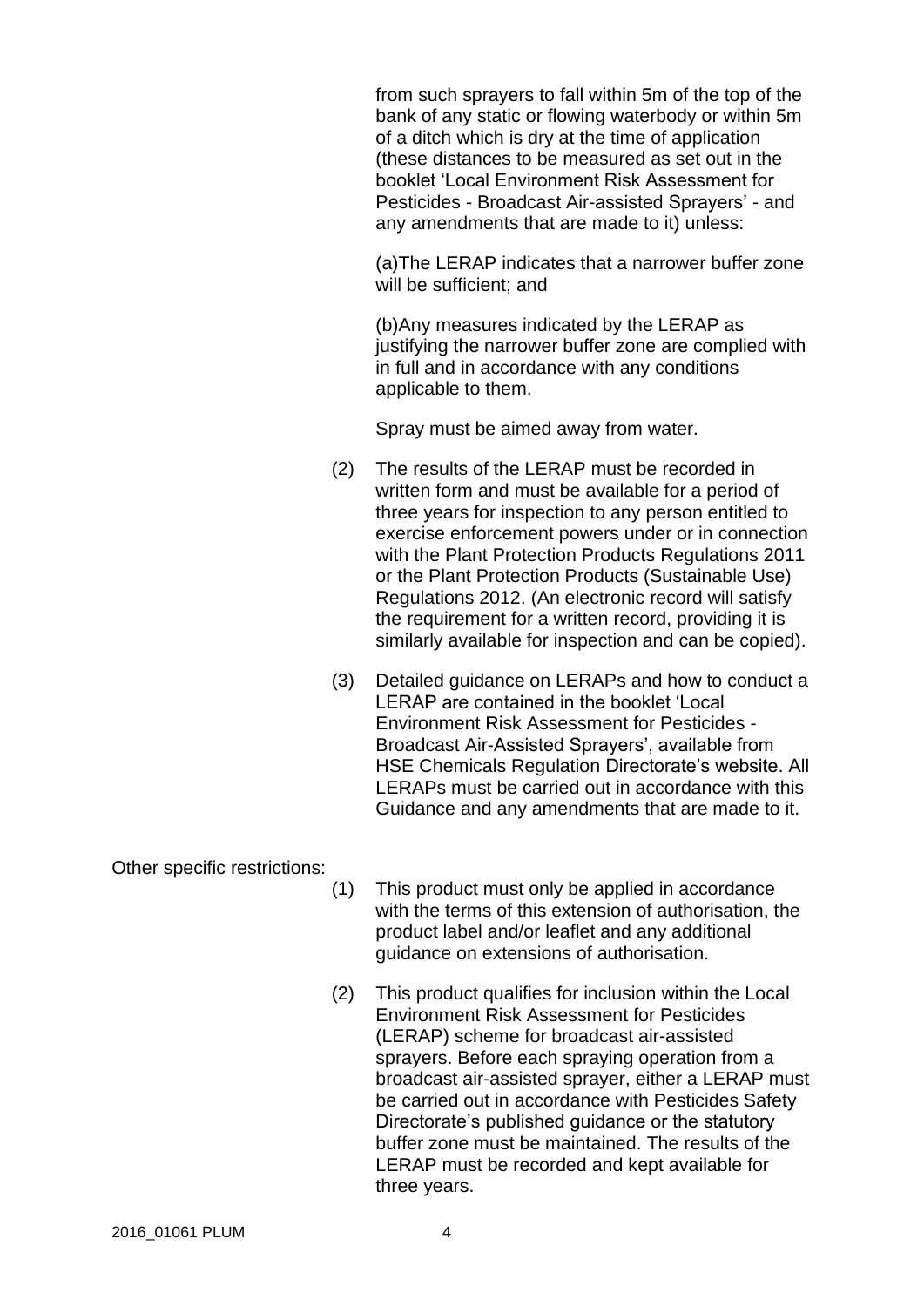from such sprayers to fall within 5m of the top of the bank of any static or flowing waterbody or within 5m of a ditch which is dry at the time of application (these distances to be measured as set out in the booklet 'Local Environment Risk Assessment for Pesticides - Broadcast Air-assisted Sprayers' - and any amendments that are made to it) unless:

(a)The LERAP indicates that a narrower buffer zone will be sufficient; and

(b)Any measures indicated by the LERAP as justifying the narrower buffer zone are complied with in full and in accordance with any conditions applicable to them.

Spray must be aimed away from water.

(2) The results of the LERAP must be recorded in written form and must be available for a period of three years for inspection to any person entitled to exercise enforcement powers under or in connection with the Plant Protection Products Regulations 2011 or the Plant Protection Products (Sustainable Use) Regulations 2012. (An electronic record will satisfy the requirement for a written record, providing it is similarly available for inspection and can be copied).

(3) Detailed guidance on LERAPs and how to conduct a LERAP are contained in the booklet 'Local Environment Risk Assessment for Pesticides - Broadcast Air-Assisted Sprayers', available from HSE Chemicals Regulation Directorate's website. All LERAPs must be carried out in accordance with this Guidance and any amendments that are made to it.

Other specific restrictions:

(1) This product must only be applied in accordance with the terms of this extension of authorisation, the product label and/or leaflet and any additional guidance on extensions of authorisation.

(2) This product qualifies for inclusion within the Local Environment Risk Assessment for Pesticides (LERAP) scheme for broadcast air-assisted sprayers. Before each spraying operation from a broadcast air-assisted sprayer, either a LERAP must be carried out in accordance with Pesticides Safety Directorate's published guidance or the statutory buffer zone must be maintained. The results of the LERAP must be recorded and kept available for three years.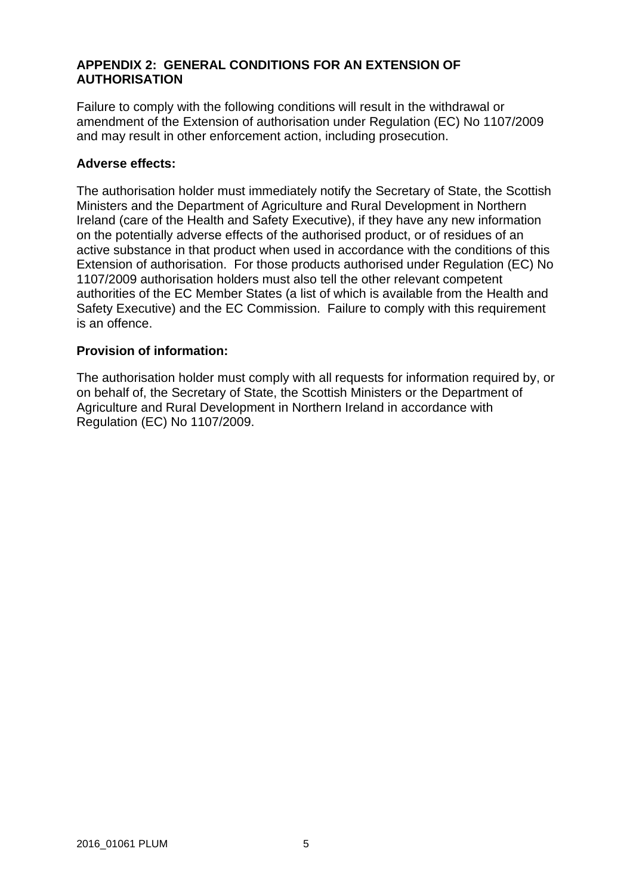**APPENDIX 2: GENERAL CONDITIONS FOR AN EXTENSION OF AUTHORISATION**

Failure to comply with the following conditions will result in the withdrawal or amendment of the Extension of authorisation under Regulation (EC) No 1107/2009 and may result in other enforcement action, including prosecution.

**Adverse effects:**

The authorisation holder must immediately notify the Secretary of State, the Scottish Ministers and the Department of Agriculture and Rural Development in Northern Ireland (care of the Health and Safety Executive), if they have any new information on the potentially adverse effects of the authorised product, or of residues of an active substance in that product when used in accordance with the conditions of this Extension of authorisation. For those products authorised under Regulation (EC) No 1107/2009 authorisation holders must also tell the other relevant competent authorities of the EC Member States (a list of which is available from the Health and Safety Executive) and the EC Commission. Failure to comply with this requirement is an offence.

**Provision of information:**

The authorisation holder must comply with all requests for information required by, or on behalf of, the Secretary of State, the Scottish Ministers or the Department of Agriculture and Rural Development in Northern Ireland in accordance with Regulation (EC) No 1107/2009.